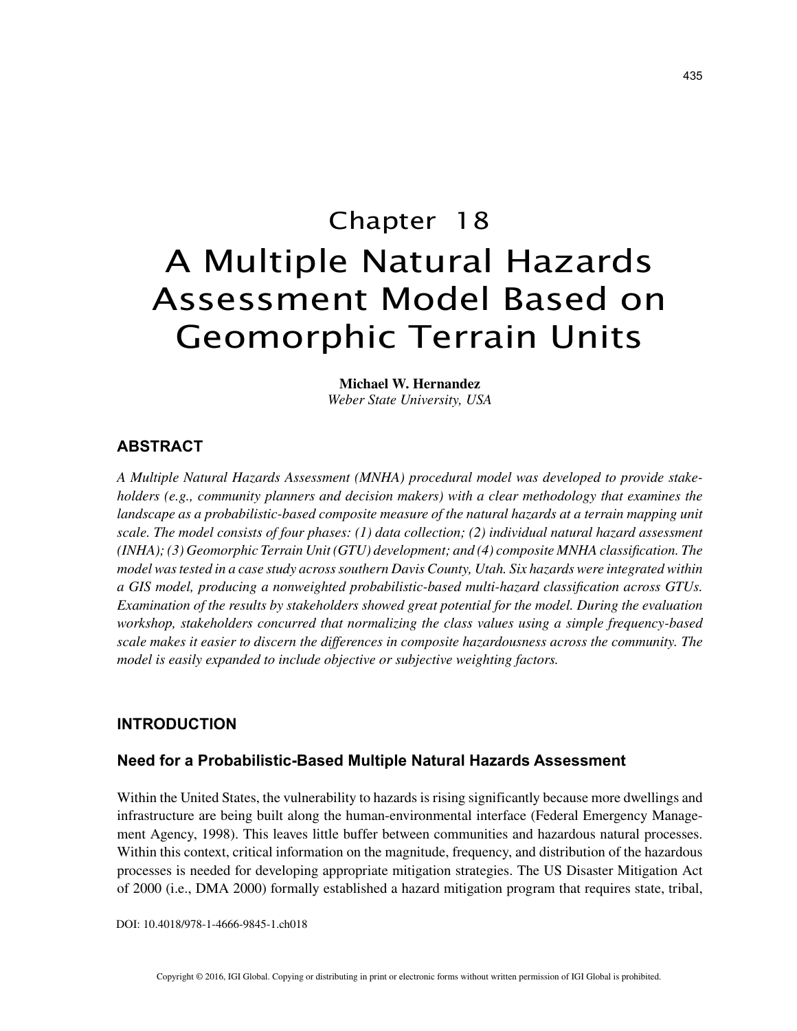# Chapter 18
# A Multiple Natural Hazards Assessment Model Based on Geomorphic Terrain Units

**Michael W. Hernandez**
*Weber State University, USA*

## ABSTRACT

*A Multiple Natural Hazards Assessment (MNHA) procedural model was developed to provide stakeholders (e.g., community planners and decision makers) with a clear methodology that examines the landscape as a probabilistic-based composite measure of the natural hazards at a terrain mapping unit scale. The model consists of four phases: (1) data collection; (2) individual natural hazard assessment (INHA); (3) Geomorphic Terrain Unit (GTU) development; and (4) composite MNHA classification. The model was tested in a case study across southern Davis County, Utah. Six hazards were integrated within a GIS model, producing a nonweighted probabilistic-based multi-hazard classification across GTUs. Examination of the results by stakeholders showed great potential for the model. During the evaluation workshop, stakeholders concurred that normalizing the class values using a simple frequency-based scale makes it easier to discern the differences in composite hazardousness across the community. The model is easily expanded to include objective or subjective weighting factors.*

## INTRODUCTION

### Need for a Probabilistic-Based Multiple Natural Hazards Assessment

Within the United States, the vulnerability to hazards is rising significantly because more dwellings and infrastructure are being built along the human-environmental interface (Federal Emergency Management Agency, 1998). This leaves little buffer between communities and hazardous natural processes. Within this context, critical information on the magnitude, frequency, and distribution of the hazardous processes is needed for developing appropriate mitigation strategies. The US Disaster Mitigation Act of 2000 (i.e., DMA 2000) formally established a hazard mitigation program that requires state, tribal,

DOI: 10.4018/978-1-4666-9845-1.ch018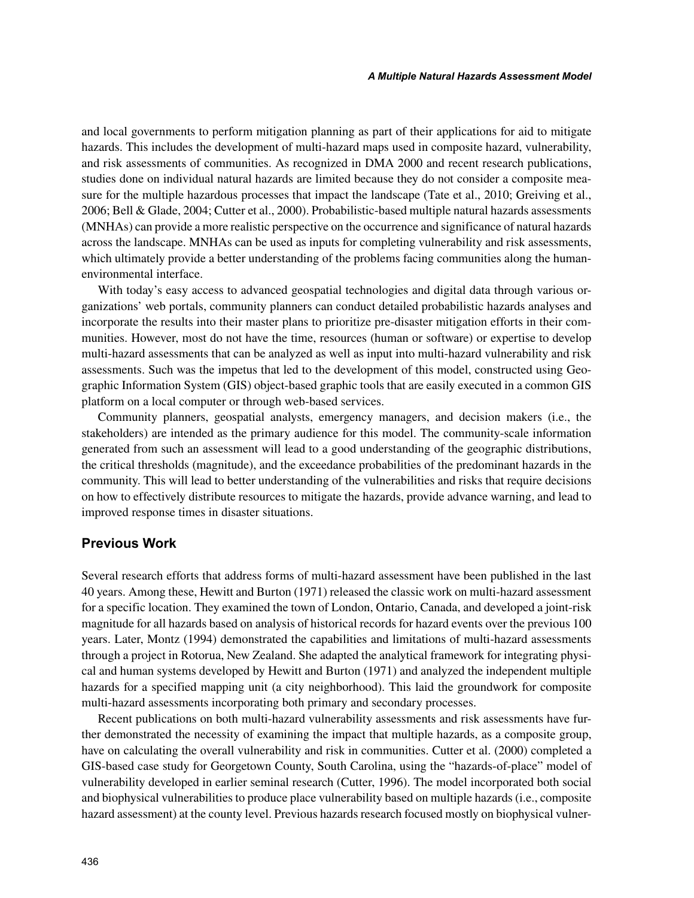and local governments to perform mitigation planning as part of their applications for aid to mitigate hazards. This includes the development of multi-hazard maps used in composite hazard, vulnerability, and risk assessments of communities. As recognized in DMA 2000 and recent research publications, studies done on individual natural hazards are limited because they do not consider a composite measure for the multiple hazardous processes that impact the landscape (Tate et al., 2010; Greiving et al., 2006; Bell & Glade, 2004; Cutter et al., 2000). Probabilistic-based multiple natural hazards assessments (MNHAs) can provide a more realistic perspective on the occurrence and significance of natural hazards across the landscape. MNHAs can be used as inputs for completing vulnerability and risk assessments, which ultimately provide a better understanding of the problems facing communities along the human-environmental interface.

With today's easy access to advanced geospatial technologies and digital data through various organizations' web portals, community planners can conduct detailed probabilistic hazards analyses and incorporate the results into their master plans to prioritize pre-disaster mitigation efforts in their communities. However, most do not have the time, resources (human or software) or expertise to develop multi-hazard assessments that can be analyzed as well as input into multi-hazard vulnerability and risk assessments. Such was the impetus that led to the development of this model, constructed using Geographic Information System (GIS) object-based graphic tools that are easily executed in a common GIS platform on a local computer or through web-based services.

Community planners, geospatial analysts, emergency managers, and decision makers (i.e., the stakeholders) are intended as the primary audience for this model. The community-scale information generated from such an assessment will lead to a good understanding of the geographic distributions, the critical thresholds (magnitude), and the exceedance probabilities of the predominant hazards in the community. This will lead to better understanding of the vulnerabilities and risks that require decisions on how to effectively distribute resources to mitigate the hazards, provide advance warning, and lead to improved response times in disaster situations.

## Previous Work

Several research efforts that address forms of multi-hazard assessment have been published in the last 40 years. Among these, Hewitt and Burton (1971) released the classic work on multi-hazard assessment for a specific location. They examined the town of London, Ontario, Canada, and developed a joint-risk magnitude for all hazards based on analysis of historical records for hazard events over the previous 100 years. Later, Montz (1994) demonstrated the capabilities and limitations of multi-hazard assessments through a project in Rotorua, New Zealand. She adapted the analytical framework for integrating physical and human systems developed by Hewitt and Burton (1971) and analyzed the independent multiple hazards for a specified mapping unit (a city neighborhood). This laid the groundwork for composite multi-hazard assessments incorporating both primary and secondary processes.

Recent publications on both multi-hazard vulnerability assessments and risk assessments have further demonstrated the necessity of examining the impact that multiple hazards, as a composite group, have on calculating the overall vulnerability and risk in communities. Cutter et al. (2000) completed a GIS-based case study for Georgetown County, South Carolina, using the "hazards-of-place" model of vulnerability developed in earlier seminal research (Cutter, 1996). The model incorporated both social and biophysical vulnerabilities to produce place vulnerability based on multiple hazards (i.e., composite hazard assessment) at the county level. Previous hazards research focused mostly on biophysical vulner-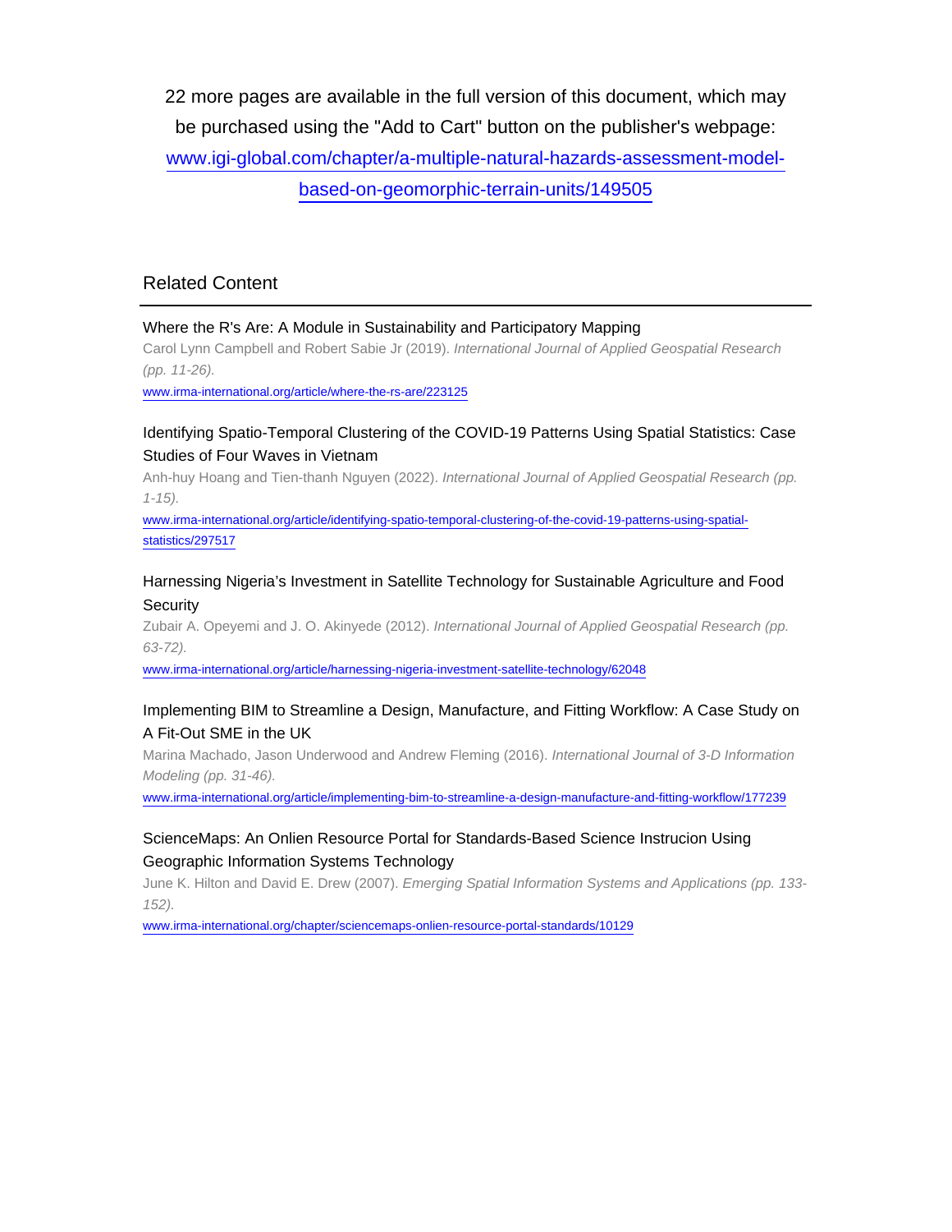22 more pages are available in the full version of this document, which may be purchased using the "Add to Cart" button on the publisher's webpage: [www.igi-global.com/chapter/a-multiple-natural-hazards-assessment-model-based-on-geomorphic-terrain-units/149505](www.igi-global.com/chapter/a-multiple-natural-hazards-assessment-model-based-on-geomorphic-terrain-units/149505)

## Related Content

Where the R's Are: A Module in Sustainability and Participatory Mapping
Carol Lynn Campbell and Robert Sabie Jr (2019). *International Journal of Applied Geospatial Research (pp. 11-26).*
[www.irma-international.org/article/where-the-rs-are/223125](www.irma-international.org/article/where-the-rs-are/223125)

Identifying Spatio-Temporal Clustering of the COVID-19 Patterns Using Spatial Statistics: Case Studies of Four Waves in Vietnam
Anh-huy Hoang and Tien-thanh Nguyen (2022). *International Journal of Applied Geospatial Research (pp. 1-15).*
[www.irma-international.org/article/identifying-spatio-temporal-clustering-of-the-covid-19-patterns-using-spatial-statistics/297517](www.irma-international.org/article/identifying-spatio-temporal-clustering-of-the-covid-19-patterns-using-spatial-statistics/297517)

Harnessing Nigeria's Investment in Satellite Technology for Sustainable Agriculture and Food Security
Zubair A. Opeyemi and J. O. Akinyede (2012). *International Journal of Applied Geospatial Research (pp. 63-72).*
[www.irma-international.org/article/harnessing-nigeria-investment-satellite-technology/62048](www.irma-international.org/article/harnessing-nigeria-investment-satellite-technology/62048)

Implementing BIM to Streamline a Design, Manufacture, and Fitting Workflow: A Case Study on A Fit-Out SME in the UK
Marina Machado, Jason Underwood and Andrew Fleming (2016). *International Journal of 3-D Information Modeling (pp. 31-46).*
[www.irma-international.org/article/implementing-bim-to-streamline-a-design-manufacture-and-fitting-workflow/177239](www.irma-international.org/article/implementing-bim-to-streamline-a-design-manufacture-and-fitting-workflow/177239)

ScienceMaps: An Onlien Resource Portal for Standards-Based Science Instrucion Using Geographic Information Systems Technology
June K. Hilton and David E. Drew (2007). *Emerging Spatial Information Systems and Applications (pp. 133-152).*
[www.irma-international.org/chapter/sciencemaps-onlien-resource-portal-standards/10129](www.irma-international.org/chapter/sciencemaps-onlien-resource-portal-standards/10129)